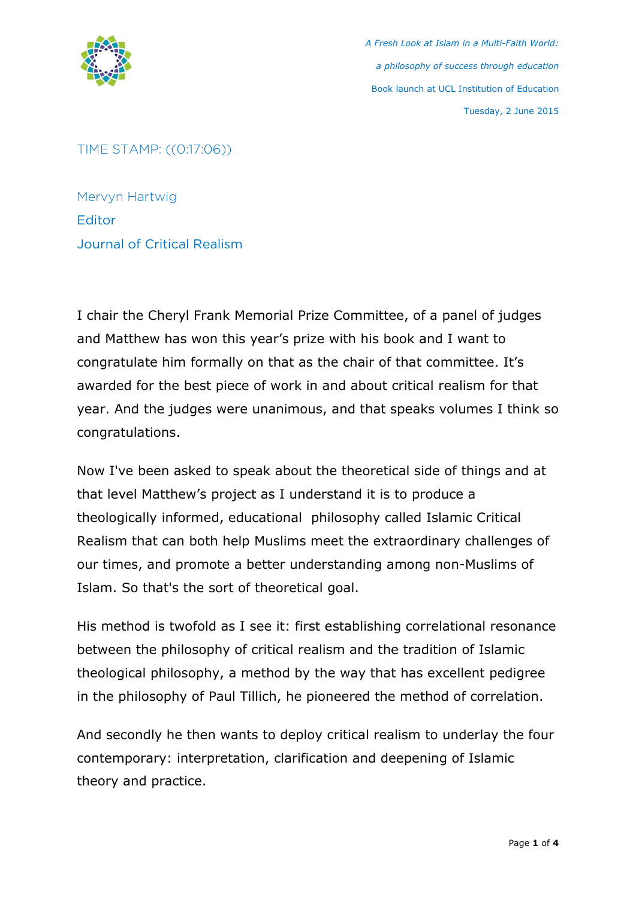TIME STAMP: ((0:17:06))

Mervyn Hartwig
Editor
Journal of Critical Realism

I chair the Cheryl Frank Memorial Prize Committee, of a panel of judges and Matthew has won this year's prize with his book and I want to congratulate him formally on that as the chair of that committee. It's awarded for the best piece of work in and about critical realism for that year. And the judges were unanimous, and that speaks volumes I think so congratulations.

Now I've been asked to speak about the theoretical side of things and at that level Matthew's project as I understand it is to produce a theologically informed, educational philosophy called Islamic Critical Realism that can both help Muslims meet the extraordinary challenges of our times, and promote a better understanding among non-Muslims of Islam. So that's the sort of theoretical goal.

His method is twofold as I see it: first establishing correlational resonance between the philosophy of critical realism and the tradition of Islamic theological philosophy, a method by the way that has excellent pedigree in the philosophy of Paul Tillich, he pioneered the method of correlation.

And secondly he then wants to deploy critical realism to underlay the four contemporary: interpretation, clarification and deepening of Islamic theory and practice.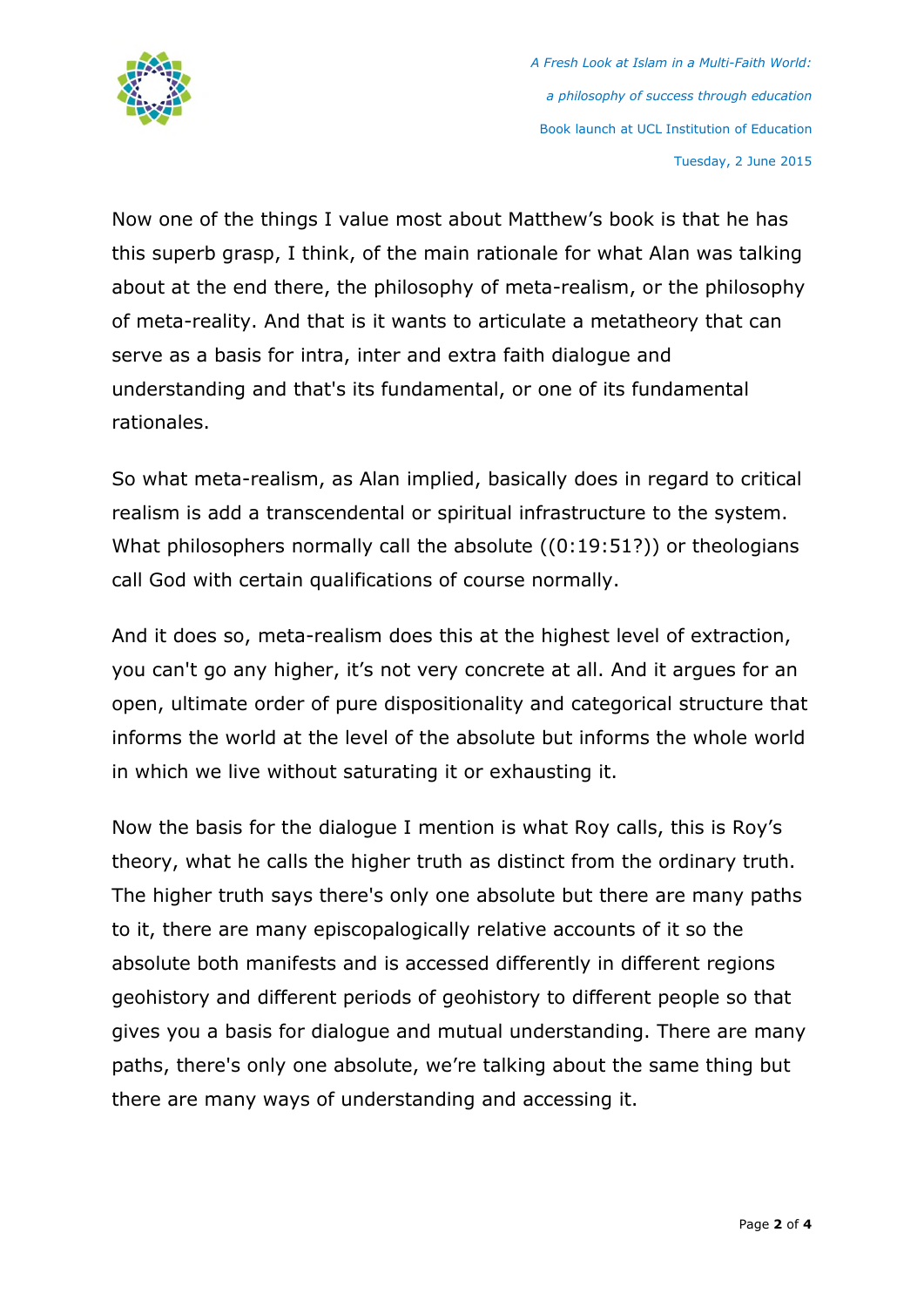Now one of the things I value most about Matthew's book is that he has this superb grasp, I think, of the main rationale for what Alan was talking about at the end there, the philosophy of meta-realism, or the philosophy of meta-reality. And that is it wants to articulate a metatheory that can serve as a basis for intra, inter and extra faith dialogue and understanding and that's its fundamental, or one of its fundamental rationales.

So what meta-realism, as Alan implied, basically does in regard to critical realism is add a transcendental or spiritual infrastructure to the system. What philosophers normally call the absolute ((0:19:51?)) or theologians call God with certain qualifications of course normally.

And it does so, meta-realism does this at the highest level of extraction, you can't go any higher, it's not very concrete at all. And it argues for an open, ultimate order of pure dispositionality and categorical structure that informs the world at the level of the absolute but informs the whole world in which we live without saturating it or exhausting it.

Now the basis for the dialogue I mention is what Roy calls, this is Roy's theory, what he calls the higher truth as distinct from the ordinary truth. The higher truth says there's only one absolute but there are many paths to it, there are many episcopalogically relative accounts of it so the absolute both manifests and is accessed differently in different regions geohistory and different periods of geohistory to different people so that gives you a basis for dialogue and mutual understanding. There are many paths, there's only one absolute, we're talking about the same thing but there are many ways of understanding and accessing it.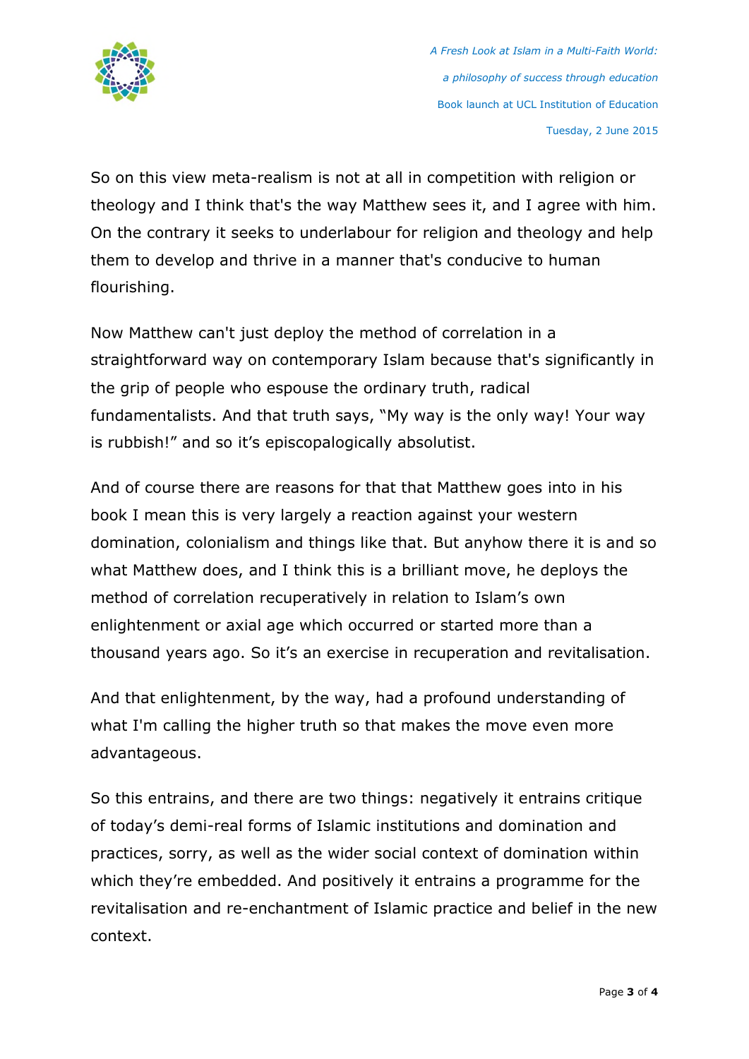So on this view meta-realism is not at all in competition with religion or theology and I think that's the way Matthew sees it, and I agree with him. On the contrary it seeks to underlabour for religion and theology and help them to develop and thrive in a manner that's conducive to human flourishing.

Now Matthew can't just deploy the method of correlation in a straightforward way on contemporary Islam because that's significantly in the grip of people who espouse the ordinary truth, radical fundamentalists. And that truth says, “My way is the only way! Your way is rubbish!” and so it’s episcopalogically absolutist.

And of course there are reasons for that that Matthew goes into in his book I mean this is very largely a reaction against your western domination, colonialism and things like that. But anyhow there it is and so what Matthew does, and I think this is a brilliant move, he deploys the method of correlation recuperatively in relation to Islam’s own enlightenment or axial age which occurred or started more than a thousand years ago. So it’s an exercise in recuperation and revitalisation.

And that enlightenment, by the way, had a profound understanding of what I'm calling the higher truth so that makes the move even more advantageous.

So this entrains, and there are two things: negatively it entrains critique of today’s demi-real forms of Islamic institutions and domination and practices, sorry, as well as the wider social context of domination within which they’re embedded. And positively it entrains a programme for the revitalisation and re-enchantment of Islamic practice and belief in the new context.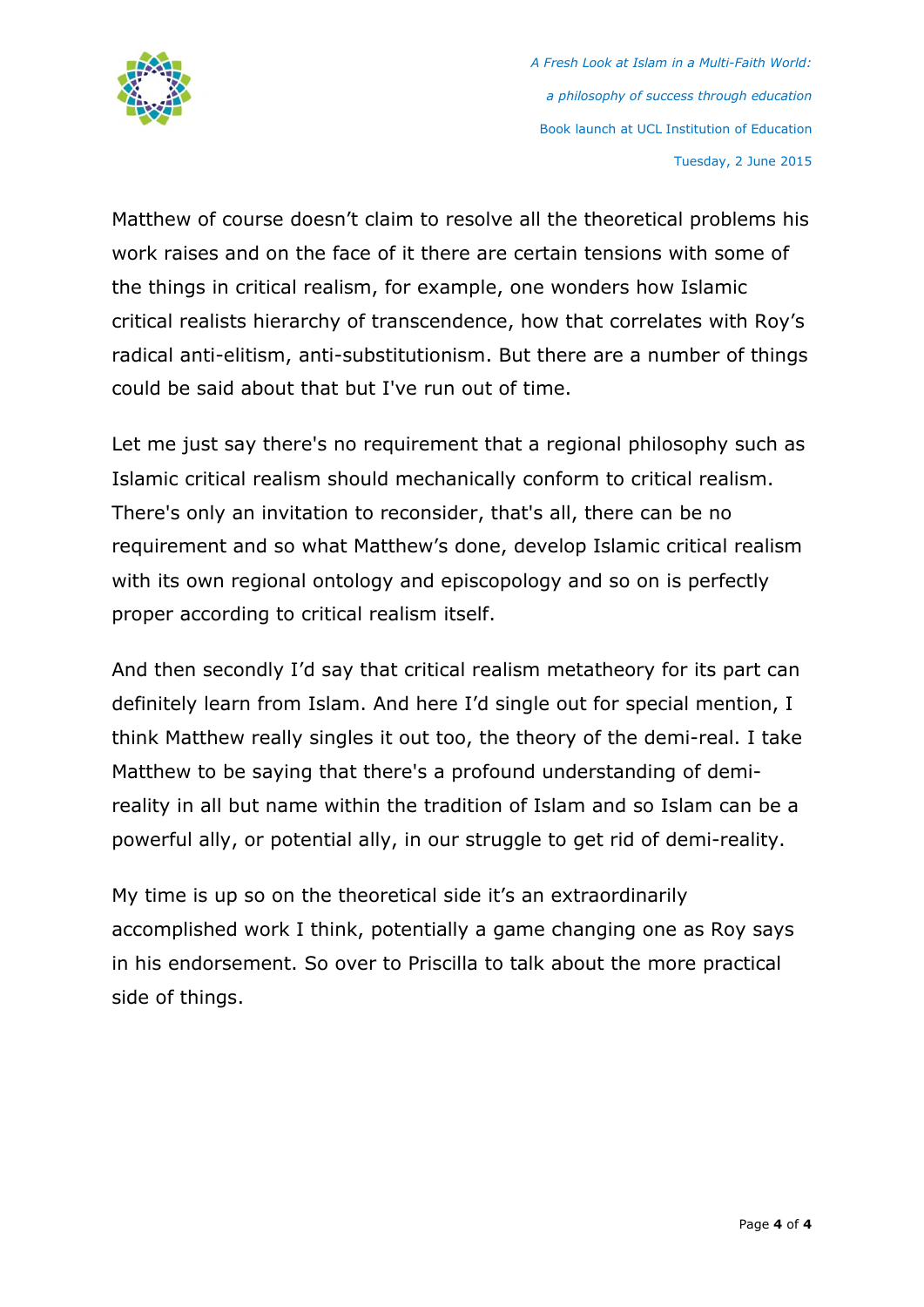Matthew of course doesn’t claim to resolve all the theoretical problems his work raises and on the face of it there are certain tensions with some of the things in critical realism, for example, one wonders how Islamic critical realists hierarchy of transcendence, how that correlates with Roy’s radical anti-elitism, anti-substitutionism. But there are a number of things could be said about that but I've run out of time.

Let me just say there's no requirement that a regional philosophy such as Islamic critical realism should mechanically conform to critical realism. There's only an invitation to reconsider, that's all, there can be no requirement and so what Matthew’s done, develop Islamic critical realism with its own regional ontology and episcopology and so on is perfectly proper according to critical realism itself.

And then secondly I’d say that critical realism metatheory for its part can definitely learn from Islam. And here I’d single out for special mention, I think Matthew really singles it out too, the theory of the demi-real. I take Matthew to be saying that there's a profound understanding of demi-reality in all but name within the tradition of Islam and so Islam can be a powerful ally, or potential ally, in our struggle to get rid of demi-reality.

My time is up so on the theoretical side it’s an extraordinarily accomplished work I think, potentially a game changing one as Roy says in his endorsement. So over to Priscilla to talk about the more practical side of things.